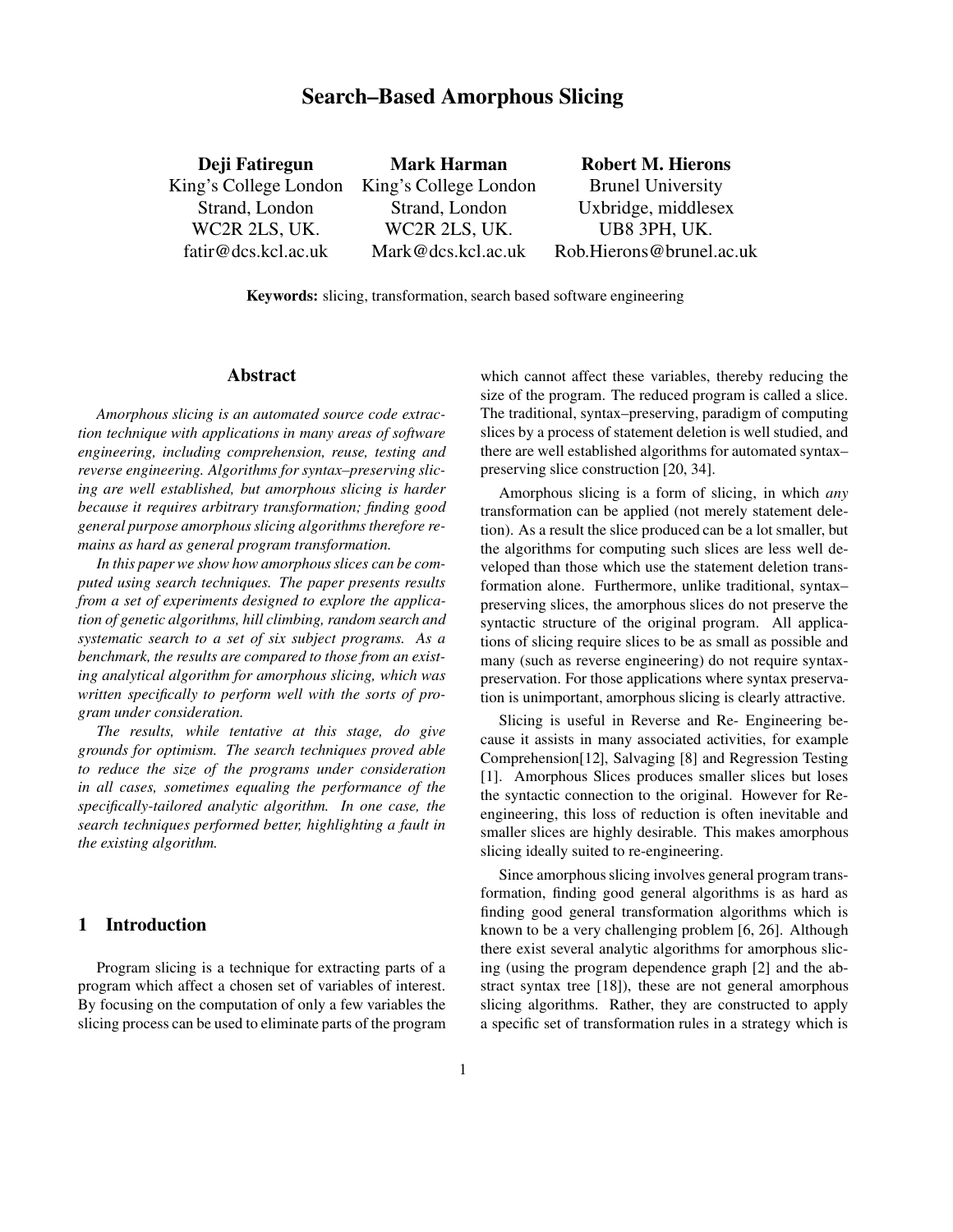# Search–Based Amorphous Slicing

**Deji Fatiregun**
King's College London
Strand, London
WC2R 2LS, UK.
fatir@dcs.kcl.ac.uk

**Mark Harman**
King's College London
Strand, London
WC2R 2LS, UK.
Mark@dcs.kcl.ac.uk

**Robert M. Hierons**
Brunel University
Uxbridge, middlesex
UB8 3PH, UK.
Rob.Hierons@brunel.ac.uk

**Keywords:** slicing, transformation, search based software engineering

## Abstract

*Amorphous slicing is an automated source code extraction technique with applications in many areas of software engineering, including comprehension, reuse, testing and reverse engineering. Algorithms for syntax–preserving slicing are well established, but amorphous slicing is harder because it requires arbitrary transformation; finding good general purpose amorphous slicing algorithms therefore remains as hard as general program transformation.*

*In this paper we show how amorphous slices can be computed using search techniques. The paper presents results from a set of experiments designed to explore the application of genetic algorithms, hill climbing, random search and systematic search to a set of six subject programs. As a benchmark, the results are compared to those from an existing analytical algorithm for amorphous slicing, which was written specifically to perform well with the sorts of program under consideration.*

*The results, while tentative at this stage, do give grounds for optimism. The search techniques proved able to reduce the size of the programs under consideration in all cases, sometimes equaling the performance of the specifically-tailored analytic algorithm. In one case, the search techniques performed better, highlighting a fault in the existing algorithm.*

## 1 Introduction

Program slicing is a technique for extracting parts of a program which affect a chosen set of variables of interest. By focusing on the computation of only a few variables the slicing process can be used to eliminate parts of the program which cannot affect these variables, thereby reducing the size of the program. The reduced program is called a slice. The traditional, syntax–preserving, paradigm of computing slices by a process of statement deletion is well studied, and there are well established algorithms for automated syntax–preserving slice construction [20, 34].

Amorphous slicing is a form of slicing, in which *any* transformation can be applied (not merely statement deletion). As a result the slice produced can be a lot smaller, but the algorithms for computing such slices are less well developed than those which use the statement deletion transformation alone. Furthermore, unlike traditional, syntax–preserving slices, the amorphous slices do not preserve the syntactic structure of the original program. All applications of slicing require slices to be as small as possible and many (such as reverse engineering) do not require syntax-preservation. For those applications where syntax preservation is unimportant, amorphous slicing is clearly attractive.

Slicing is useful in Reverse and Re- Engineering because it assists in many associated activities, for example Comprehension[12], Salvaging [8] and Regression Testing [1]. Amorphous Slices produces smaller slices but loses the syntactic connection to the original. However for Re-engineering, this loss of reduction is often inevitable and smaller slices are highly desirable. This makes amorphous slicing ideally suited to re-engineering.

Since amorphous slicing involves general program transformation, finding good general algorithms is as hard as finding good general transformation algorithms which is known to be a very challenging problem [6, 26]. Although there exist several analytic algorithms for amorphous slicing (using the program dependence graph [2] and the abstract syntax tree [18]), these are not general amorphous slicing algorithms. Rather, they are constructed to apply a specific set of transformation rules in a strategy which is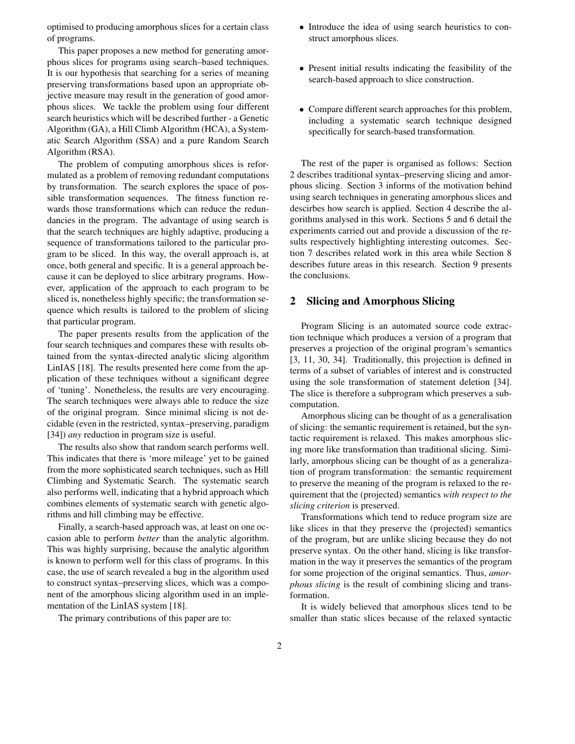optimised to producing amorphous slices for a certain class of programs.

This paper proposes a new method for generating amorphous slices for programs using search–based techniques. It is our hypothesis that searching for a series of meaning preserving transformations based upon an appropriate objective measure may result in the generation of good amorphous slices. We tackle the problem using four different search heuristics which will be described further - a Genetic Algorithm (GA), a Hill Climb Algorithm (HCA), a Systematic Search Algorithm (SSA) and a pure Random Search Algorithm (RSA).

The problem of computing amorphous slices is reformulated as a problem of removing redundant computations by transformation. The search explores the space of possible transformation sequences. The fitness function rewards those transformations which can reduce the redundancies in the program. The advantage of using search is that the search techniques are highly adaptive, producing a sequence of transformations tailored to the particular program to be sliced. In this way, the overall approach is, at once, both general and specific. It is a general approach because it can be deployed to slice arbitrary programs. However, application of the approach to each program to be sliced is, nonetheless highly specific; the transformation sequence which results is tailored to the problem of slicing that particular program.

The paper presents results from the application of the four search techniques and compares these with results obtained from the syntax-directed analytic slicing algorithm LinIAS [18]. The results presented here come from the application of these techniques without a significant degree of 'tuning'. Nonetheless, the results are very encouraging. The search techniques were always able to reduce the size of the original program. Since minimal slicing is not decidable (even in the restricted, syntax–preserving, paradigm [34]) *any* reduction in program size is useful.

The results also show that random search performs well. This indicates that there is 'more mileage' yet to be gained from the more sophisticated search techniques, such as Hill Climbing and Systematic Search. The systematic search also performs well, indicating that a hybrid approach which combines elements of systematic search with genetic algorithms and hill climbing may be effective.

Finally, a search-based approach was, at least on one occasion able to perform *better* than the analytic algorithm. This was highly surprising, because the analytic algorithm is known to perform well for this class of programs. In this case, the use of search revealed a bug in the algorithm used to construct syntax–preserving slices, which was a component of the amorphous slicing algorithm used in an implementation of the LinIAS system [18].

The primary contributions of this paper are to:

- Introduce the idea of using search heuristics to construct amorphous slices.
- Present initial results indicating the feasibility of the search-based approach to slice construction.
- Compare different search approaches for this problem, including a systematic search technique designed specifically for search-based transformation.

The rest of the paper is organised as follows: Section 2 describes traditional syntax–preserving slicing and amorphous slicing. Section 3 informs of the motivation behind using search techniques in generating amorphous slices and descirbes how search is applied. Section 4 describe the algorithms analysed in this work. Sections 5 and 6 detail the experiments carried out and provide a discussion of the results respectively highlighting interesting outcomes. Section 7 describes related work in this area while Section 8 describes future areas in this research. Section 9 presents the conclusions.

## 2 Slicing and Amorphous Slicing

Program Slicing is an automated source code extraction technique which produces a version of a program that preserves a projection of the original program's semantics [3, 11, 30, 34]. Traditionally, this projection is defined in terms of a subset of variables of interest and is constructed using the sole transformation of statement deletion [34]. The slice is therefore a subprogram which preserves a subcomputation.

Amorphous slicing can be thought of as a generalisation of slicing: the semantic requirement is retained, but the syntactic requirement is relaxed. This makes amorphous slicing more like transformation than traditional slicing. Similarly, amorphous slicing can be thought of as a generalization of program transformation: the semantic requirement to preserve the meaning of the program is relaxed to the requirement that the (projected) semantics *with respect to the slicing criterion* is preserved.

Transformations which tend to reduce program size are like slices in that they preserve the (projected) semantics of the program, but are unlike slicing because they do not preserve syntax. On the other hand, slicing is like transformation in the way it preserves the semantics of the program for some projection of the original semantics. Thus, *amorphous slicing* is the result of combining slicing and transformation.

It is widely believed that amorphous slices tend to be smaller than static slices because of the relaxed syntactic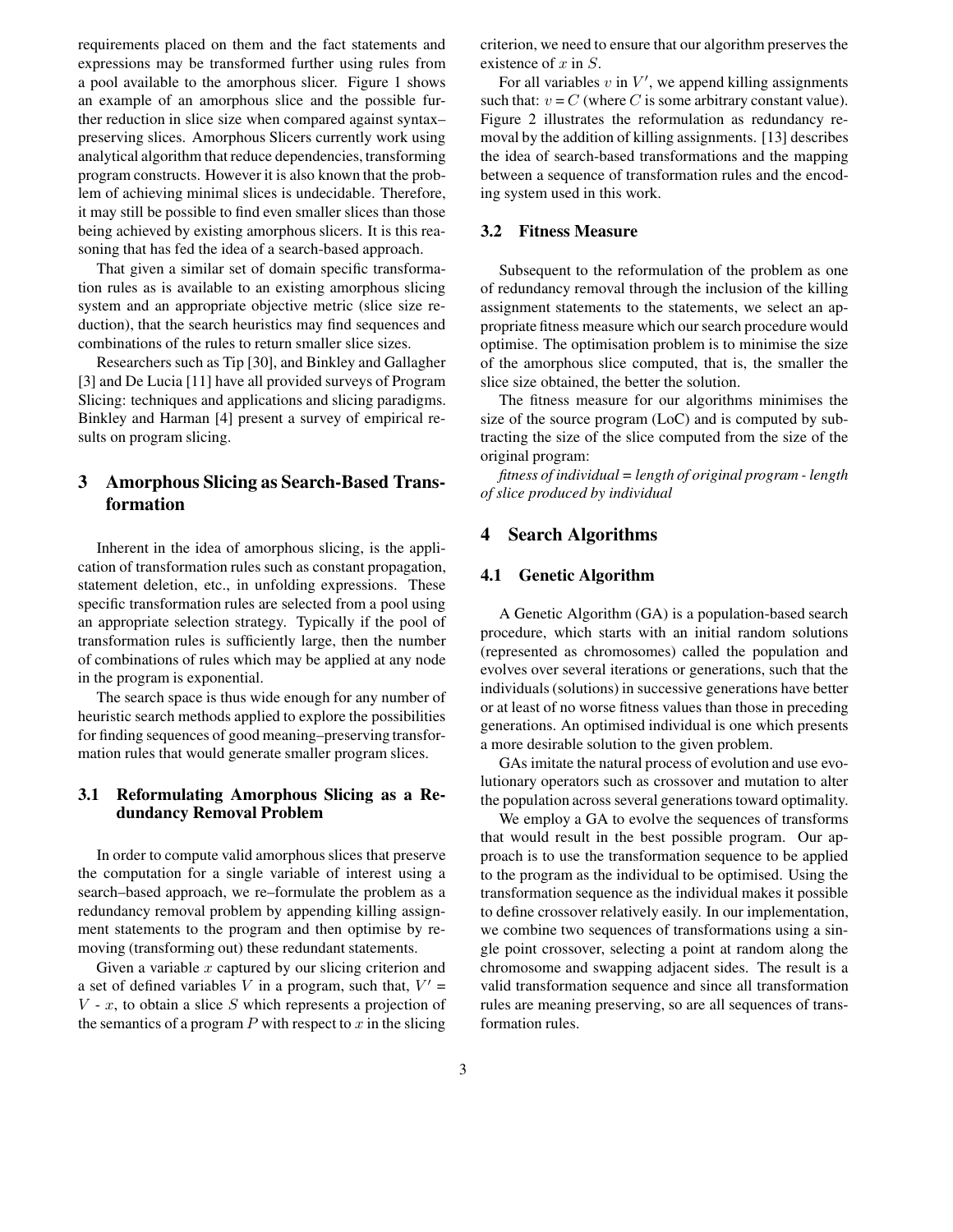requirements placed on them and the fact statements and expressions may be transformed further using rules from a pool available to the amorphous slicer. Figure 1 shows an example of an amorphous slice and the possible further reduction in slice size when compared against syntax–preserving slices. Amorphous Slicers currently work using analytical algorithm that reduce dependencies, transforming program constructs. However it is also known that the problem of achieving minimal slices is undecidable. Therefore, it may still be possible to find even smaller slices than those being achieved by existing amorphous slicers. It is this reasoning that has fed the idea of a search-based approach.

That given a similar set of domain specific transformation rules as is available to an existing amorphous slicing system and an appropriate objective metric (slice size reduction), that the search heuristics may find sequences and combinations of the rules to return smaller slice sizes.

Researchers such as Tip [30], and Binkley and Gallagher [3] and De Lucia [11] have all provided surveys of Program Slicing: techniques and applications and slicing paradigms. Binkley and Harman [4] present a survey of empirical results on program slicing.

## 3 Amorphous Slicing as Search-Based Transformation

Inherent in the idea of amorphous slicing, is the application of transformation rules such as constant propagation, statement deletion, etc., in unfolding expressions. These specific transformation rules are selected from a pool using an appropriate selection strategy. Typically if the pool of transformation rules is sufficiently large, then the number of combinations of rules which may be applied at any node in the program is exponential.

The search space is thus wide enough for any number of heuristic search methods applied to explore the possibilities for finding sequences of good meaning–preserving transformation rules that would generate smaller program slices.

### 3.1 Reformulating Amorphous Slicing as a Redundancy Removal Problem

In order to compute valid amorphous slices that preserve the computation for a single variable of interest using a search–based approach, we re–formulate the problem as a redundancy removal problem by appending killing assignment statements to the program and then optimise by removing (transforming out) these redundant statements.

Given a variable $x$ captured by our slicing criterion and a set of defined variables $V$ in a program, such that, $V'$ = $V$ - $x$, to obtain a slice $S$ which represents a projection of the semantics of a program $P$ with respect to $x$ in the slicing criterion, we need to ensure that our algorithm preserves the existence of $x$ in $S$.

For all variables $v$ in $V'$, we append killing assignments such that: $v = C$ (where $C$ is some arbitrary constant value). Figure 2 illustrates the reformulation as redundancy removal by the addition of killing assignments. [13] describes the idea of search-based transformations and the mapping between a sequence of transformation rules and the encoding system used in this work.

### 3.2 Fitness Measure

Subsequent to the reformulation of the problem as one of redundancy removal through the inclusion of the killing assignment statements to the statements, we select an appropriate fitness measure which our search procedure would optimise. The optimisation problem is to minimise the size of the amorphous slice computed, that is, the smaller the slice size obtained, the better the solution.

The fitness measure for our algorithms minimises the size of the source program (LoC) and is computed by subtracting the size of the slice computed from the size of the original program:

*fitness of individual = length of original program - length of slice produced by individual*

## 4 Search Algorithms

### 4.1 Genetic Algorithm

A Genetic Algorithm (GA) is a population-based search procedure, which starts with an initial random solutions (represented as chromosomes) called the population and evolves over several iterations or generations, such that the individuals (solutions) in successive generations have better or at least of no worse fitness values than those in preceding generations. An optimised individual is one which presents a more desirable solution to the given problem.

GAs imitate the natural process of evolution and use evolutionary operators such as crossover and mutation to alter the population across several generations toward optimality.

We employ a GA to evolve the sequences of transforms that would result in the best possible program. Our approach is to use the transformation sequence to be applied to the program as the individual to be optimised. Using the transformation sequence as the individual makes it possible to define crossover relatively easily. In our implementation, we combine two sequences of transformations using a single point crossover, selecting a point at random along the chromosome and swapping adjacent sides. The result is a valid transformation sequence and since all transformation rules are meaning preserving, so are all sequences of transformation rules.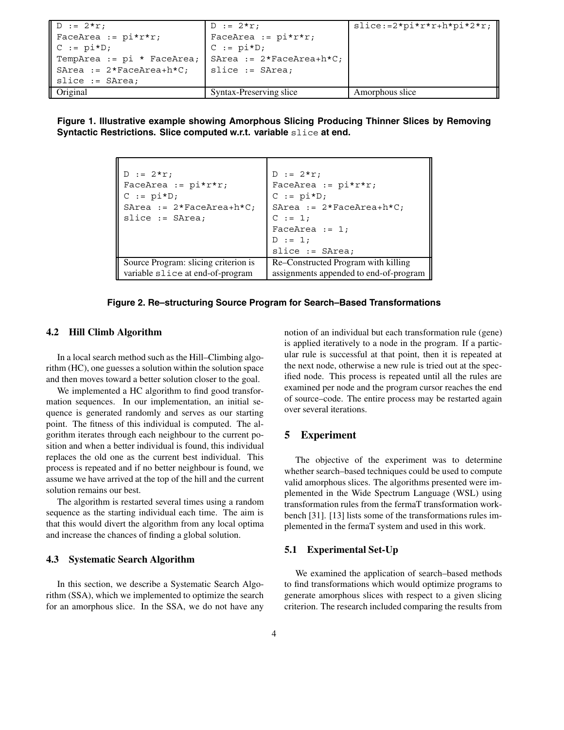| Original | Syntax-Preserving slice | Amorphous slice |
|---|---|---|
| `D := 2*r;` <br> `FaceArea := pi*r*r;` <br> `C := pi*D;` <br> `TempArea := pi * FaceArea;` <br> `SArea := 2*FaceArea+h*C;` <br> `slice := SArea;` | `D := 2*r;` <br> `FaceArea := pi*r*r;` <br> `C := pi*D;` <br> `SArea := 2*FaceArea+h*C;` <br> `slice := SArea;` | `slice:=2*pi*r*r+h*pi*2*r;` |

**Figure 1. Illustrative example showing Amorphous Slicing Producing Thinner Slices by Removing Syntactic Restrictions. Slice computed w.r.t. variable `slice` at end.**

| Source Program: slicing criterion is variable `slice` at end-of-program | Re–Constructed Program with killing assignments appended to end-of-program |
|---|---|
| `D := 2*r;` <br> `FaceArea := pi*r*r;` <br> `C := pi*D;` <br> `SArea := 2*FaceArea+h*C;` <br> `slice := SArea;` | `D := 2*r;` <br> `FaceArea := pi*r*r;` <br> `C := pi*D;` <br> `SArea := 2*FaceArea+h*C;` <br> `C := 1;` <br> `FaceArea := 1;` <br> `D := 1;` <br> `slice := SArea;` |

**Figure 2. Re–structuring Source Program for Search–Based Transformations**

### 4.2 Hill Climb Algorithm

In a local search method such as the Hill–Climbing algorithm (HC), one guesses a solution within the solution space and then moves toward a better solution closer to the goal.

We implemented a HC algorithm to find good transformation sequences. In our implementation, an initial sequence is generated randomly and serves as our starting point. The fitness of this individual is computed. The algorithm iterates through each neighbour to the current position and when a better individual is found, this individual replaces the old one as the current best individual. This process is repeated and if no better neighbour is found, we assume we have arrived at the top of the hill and the current solution remains our best.

The algorithm is restarted several times using a random sequence as the starting individual each time. The aim is that this would divert the algorithm from any local optima and increase the chances of finding a global solution.

### 4.3 Systematic Search Algorithm

In this section, we describe a Systematic Search Algorithm (SSA), which we implemented to optimize the search for an amorphous slice. In the SSA, we do not have any notion of an individual but each transformation rule (gene) is applied iteratively to a node in the program. If a particular rule is successful at that point, then it is repeated at the next node, otherwise a new rule is tried out at the specified node. This process is repeated until all the rules are examined per node and the program cursor reaches the end of source–code. The entire process may be restarted again over several iterations.

## 5 Experiment

The objective of the experiment was to determine whether search–based techniques could be used to compute valid amorphous slices. The algorithms presented were implemented in the Wide Spectrum Language (WSL) using transformation rules from the fermaT transformation workbench [31]. [13] lists some of the transformations rules implemented in the fermaT system and used in this work.

### 5.1 Experimental Set-Up

We examined the application of search–based methods to find transformations which would optimize programs to generate amorphous slices with respect to a given slicing criterion. The research included comparing the results from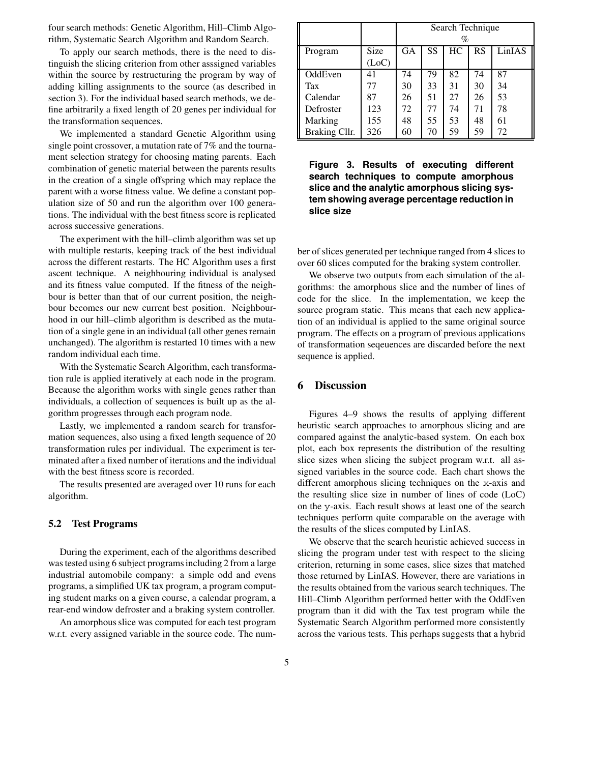four search methods: Genetic Algorithm, Hill–Climb Algorithm, Systematic Search Algorithm and Random Search.

To apply our search methods, there is the need to distinguish the slicing criterion from other asssigned variables within the source by restructuring the program by way of adding killing assignments to the source (as described in section 3). For the individual based search methods, we define arbitrarily a fixed length of 20 genes per individual for the transformation sequences.

We implemented a standard Genetic Algorithm using single point crossover, a mutation rate of 7% and the tournament selection strategy for choosing mating parents. Each combination of genetic material between the parents results in the creation of a single offspring which may replace the parent with a worse fitness value. We define a constant population size of 50 and run the algorithm over 100 generations. The individual with the best fitness score is replicated across successive generations.

The experiment with the hill–climb algorithm was set up with multiple restarts, keeping track of the best individual across the different restarts. The HC Algorithm uses a first ascent technique. A neighbouring individual is analysed and its fitness value computed. If the fitness of the neighbour is better than that of our current position, the neighbour becomes our new current best position. Neighbourhood in our hill–climb algorithm is described as the mutation of a single gene in an individual (all other genes remain unchanged). The algorithm is restarted 10 times with a new random individual each time.

With the Systematic Search Algorithm, each transformation rule is applied iteratively at each node in the program. Because the algorithm works with single genes rather than individuals, a collection of sequences is built up as the algorithm progresses through each program node.

Lastly, we implemented a random search for transformation sequences, also using a fixed length sequence of 20 transformation rules per individual. The experiment is terminated after a fixed number of iterations and the individual with the best fitness score is recorded.

The results presented are averaged over 10 runs for each algorithm.

### 5.2 Test Programs

During the experiment, each of the algorithms described was tested using 6 subject programs including 2 from a large industrial automobile company: a simple odd and evens programs, a simplified UK tax program, a program computing student marks on a given course, a calendar program, a rear-end window defroster and a braking system controller.

An amorphous slice was computed for each test program w.r.t. every assigned variable in the source code. The number of slices generated per technique ranged from 4 slices to over 60 slices computed for the braking system controller.

| | | Search Technique % | | | | |
|---|---|---|---|---|---|---|
| Program | Size (LoC) | GA | SS | HC | RS | LinIAS |
| OddEven | 41 | 74 | 79 | 82 | 74 | 87 |
| Tax | 77 | 30 | 33 | 31 | 30 | 34 |
| Calendar | 87 | 26 | 51 | 27 | 26 | 53 |
| Defroster | 123 | 72 | 77 | 74 | 71 | 78 |
| Marking | 155 | 48 | 55 | 53 | 48 | 61 |
| Braking Cllr. | 326 | 60 | 70 | 59 | 59 | 72 |

**Figure 3. Results of executing different search techniques to compute amorphous slice and the analytic amorphous slicing system showing average percentage reduction in slice size**

We observe two outputs from each simulation of the algorithms: the amorphous slice and the number of lines of code for the slice. In the implementation, we keep the source program static. This means that each new application of an individual is applied to the same original source program. The effects on a program of previous applications of transformation seqeuences are discarded before the next sequence is applied.

## 6 Discussion

Figures 4–9 shows the results of applying different heuristic search approaches to amorphous slicing and are compared against the analytic-based system. On each box plot, each box represents the distribution of the resulting slice sizes when slicing the subject program w.r.t. all assigned variables in the source code. Each chart shows the different amorphous slicing techniques on the x-axis and the resulting slice size in number of lines of code (LoC) on the y-axis. Each result shows at least one of the search techniques perform quite comparable on the average with the results of the slices computed by LinIAS.

We observe that the search heuristic achieved success in slicing the program under test with respect to the slicing criterion, returning in some cases, slice sizes that matched those returned by LinIAS. However, there are variations in the results obtained from the various search techniques. The Hill–Climb Algorithm performed better with the OddEven program than it did with the Tax test program while the Systematic Search Algorithm performed more consistently across the various tests. This perhaps suggests that a hybrid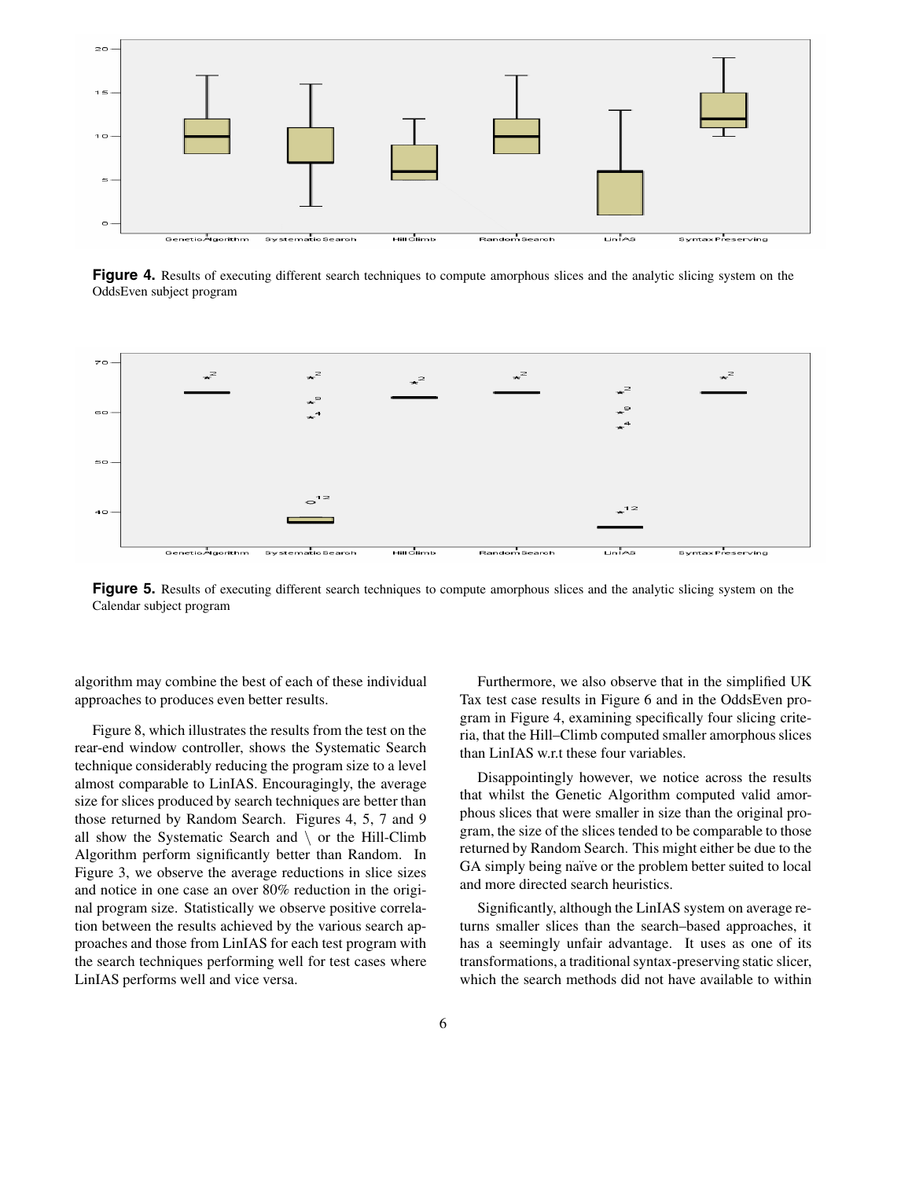**Figure 4.** Results of executing different search techniques to compute amorphous slices and the analytic slicing system on the OddsEven subject program

**Figure 5.** Results of executing different search techniques to compute amorphous slices and the analytic slicing system on the Calendar subject program

algorithm may combine the best of each of these individual approaches to produces even better results.

Figure 8, which illustrates the results from the test on the rear-end window controller, shows the Systematic Search technique considerably reducing the program size to a level almost comparable to LinIAS. Encouragingly, the average size for slices produced by search techniques are better than those returned by Random Search. Figures 4, 5, 7 and 9 all show the Systematic Search and \ or the Hill-Climb Algorithm perform significantly better than Random. In Figure 3, we observe the average reductions in slice sizes and notice in one case an over 80% reduction in the original program size. Statistically we observe positive correlation between the results achieved by the various search approaches and those from LinIAS for each test program with the search techniques performing well for test cases where LinIAS performs well and vice versa.

Furthermore, we also observe that in the simplified UK Tax test case results in Figure 6 and in the OddsEven program in Figure 4, examining specifically four slicing criteria, that the Hill–Climb computed smaller amorphous slices than LinIAS w.r.t these four variables.

Disappointingly however, we notice across the results that whilst the Genetic Algorithm computed valid amorphous slices that were smaller in size than the original program, the size of the slices tended to be comparable to those returned by Random Search. This might either be due to the GA simply being naïve or the problem better suited to local and more directed search heuristics.

Significantly, although the LinIAS system on average returns smaller slices than the search–based approaches, it has a seemingly unfair advantage. It uses as one of its transformations, a traditional syntax-preserving static slicer, which the search methods did not have available to within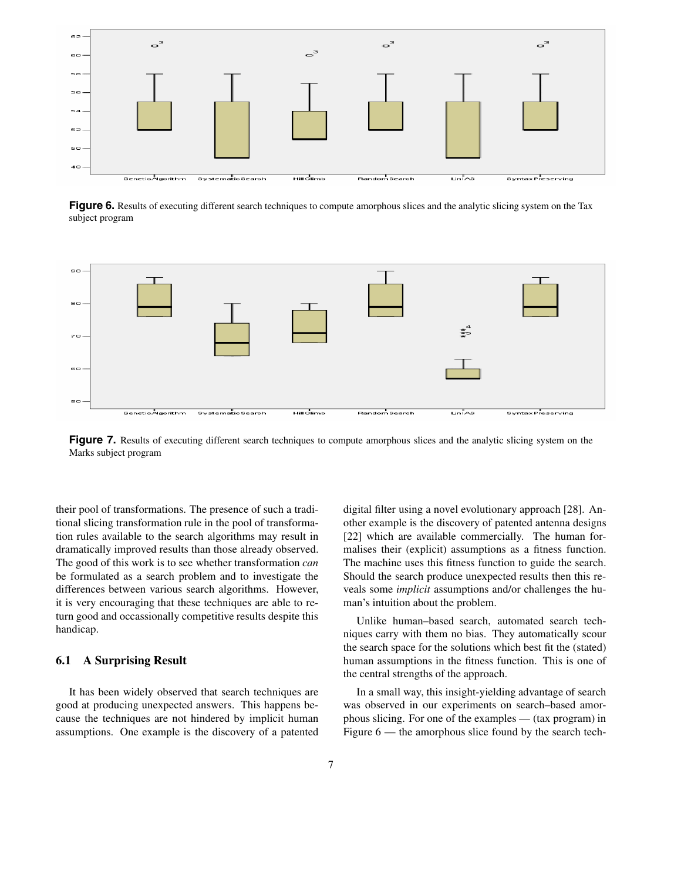**Figure 6.** Results of executing different search techniques to compute amorphous slices and the analytic slicing system on the Tax subject program

**Figure 7.** Results of executing different search techniques to compute amorphous slices and the analytic slicing system on the Marks subject program

their pool of transformations. The presence of such a traditional slicing transformation rule in the pool of transformation rules available to the search algorithms may result in dramatically improved results than those already observed. The good of this work is to see whether transformation *can* be formulated as a search problem and to investigate the differences between various search algorithms. However, it is very encouraging that these techniques are able to return good and occassionally competitive results despite this handicap.

### 6.1 A Surprising Result

It has been widely observed that search techniques are good at producing unexpected answers. This happens because the techniques are not hindered by implicit human assumptions. One example is the discovery of a patented digital filter using a novel evolutionary approach [28]. Another example is the discovery of patented antenna designs [22] which are available commercially. The human formalises their (explicit) assumptions as a fitness function. The machine uses this fitness function to guide the search. Should the search produce unexpected results then this reveals some *implicit* assumptions and/or challenges the human's intuition about the problem.

Unlike human–based search, automated search techniques carry with them no bias. They automatically scour the search space for the solutions which best fit the (stated) human assumptions in the fitness function. This is one of the central strengths of the approach.

In a small way, this insight-yielding advantage of search was observed in our experiments on search–based amorphous slicing. For one of the examples — (tax program) in Figure 6 — the amorphous slice found by the search tech-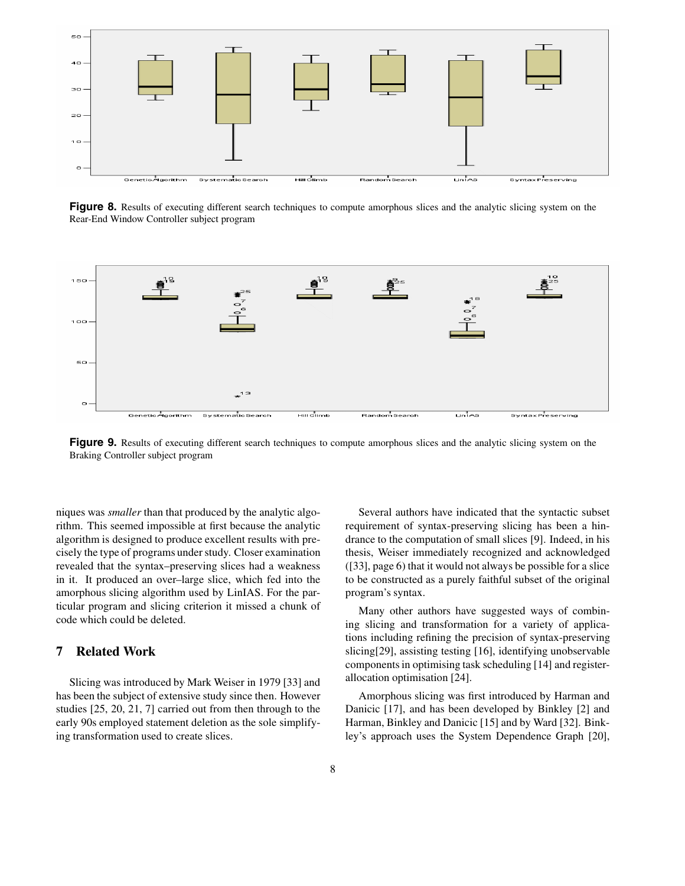**Figure 8.** Results of executing different search techniques to compute amorphous slices and the analytic slicing system on the Rear-End Window Controller subject program

**Figure 9.** Results of executing different search techniques to compute amorphous slices and the analytic slicing system on the Braking Controller subject program

niques was *smaller* than that produced by the analytic algorithm. This seemed impossible at first because the analytic algorithm is designed to produce excellent results with precisely the type of programs under study. Closer examination revealed that the syntax–preserving slices had a weakness in it. It produced an over–large slice, which fed into the amorphous slicing algorithm used by LinIAS. For the particular program and slicing criterion it missed a chunk of code which could be deleted.

## 7 Related Work

Slicing was introduced by Mark Weiser in 1979 [33] and has been the subject of extensive study since then. However studies [25, 20, 21, 7] carried out from then through to the early 90s employed statement deletion as the sole simplifying transformation used to create slices.

Several authors have indicated that the syntactic subset requirement of syntax-preserving slicing has been a hindrance to the computation of small slices [9]. Indeed, in his thesis, Weiser immediately recognized and acknowledged ([33], page 6) that it would not always be possible for a slice to be constructed as a purely faithful subset of the original program's syntax.

Many other authors have suggested ways of combining slicing and transformation for a variety of applications including refining the precision of syntax-preserving slicing[29], assisting testing [16], identifying unobservable components in optimising task scheduling [14] and register-allocation optimisation [24].

Amorphous slicing was first introduced by Harman and Danicic [17], and has been developed by Binkley [2] and Harman, Binkley and Danicic [15] and by Ward [32]. Binkley's approach uses the System Dependence Graph [20],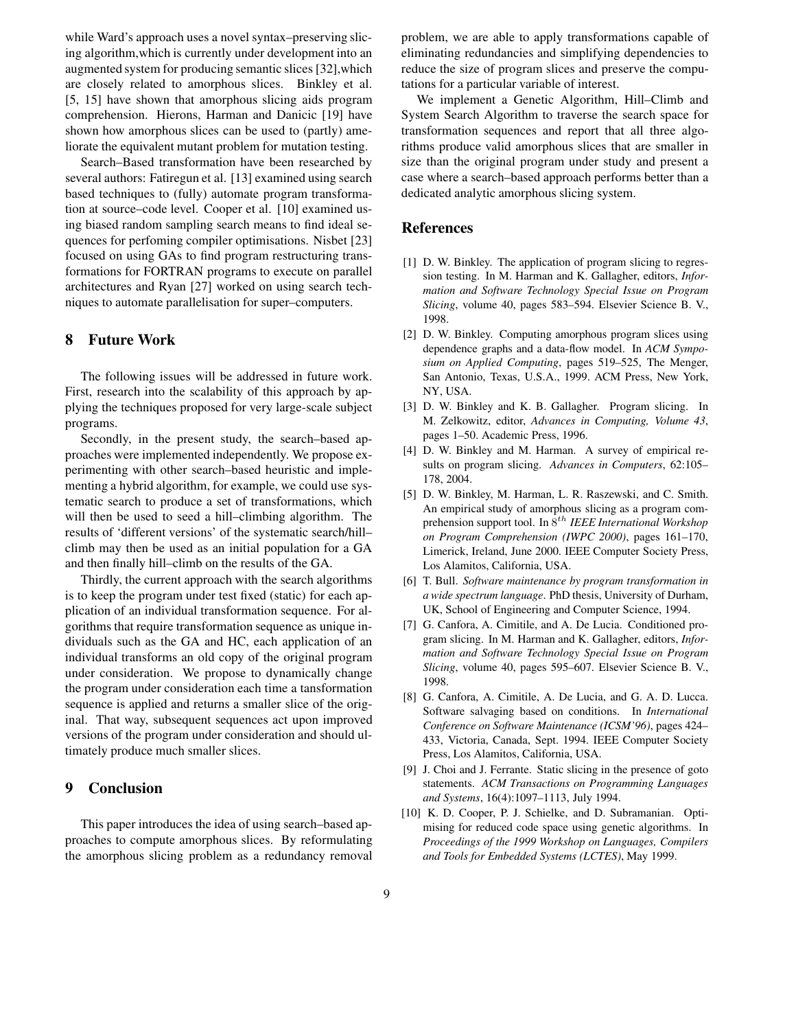while Ward's approach uses a novel syntax–preserving slicing algorithm,which is currently under development into an augmented system for producing semantic slices [32],which are closely related to amorphous slices. Binkley et al. [5, 15] have shown that amorphous slicing aids program comprehension. Hierons, Harman and Danicic [19] have shown how amorphous slices can be used to (partly) ameliorate the equivalent mutant problem for mutation testing.

Search–Based transformation have been researched by several authors: Fatiregun et al. [13] examined using search based techniques to (fully) automate program transformation at source–code level. Cooper et al. [10] examined using biased random sampling search means to find ideal sequences for perfoming compiler optimisations. Nisbet [23] focused on using GAs to find program restructuring transformations for FORTRAN programs to execute on parallel architectures and Ryan [27] worked on using search techniques to automate parallelisation for super–computers.

## 8 Future Work

The following issues will be addressed in future work. First, research into the scalability of this approach by applying the techniques proposed for very large-scale subject programs.

Secondly, in the present study, the search–based approaches were implemented independently. We propose experimenting with other search–based heuristic and implementing a hybrid algorithm, for example, we could use systematic search to produce a set of transformations, which will then be used to seed a hill–climbing algorithm. The results of 'different versions' of the systematic search/hill–climb may then be used as an initial population for a GA and then finally hill–climb on the results of the GA.

Thirdly, the current approach with the search algorithms is to keep the program under test fixed (static) for each application of an individual transformation sequence. For algorithms that require transformation sequence as unique individuals such as the GA and HC, each application of an individual transforms an old copy of the original program under consideration. We propose to dynamically change the program under consideration each time a tansformation sequence is applied and returns a smaller slice of the original. That way, subsequent sequences act upon improved versions of the program under consideration and should ultimately produce much smaller slices.

## 9 Conclusion

This paper introduces the idea of using search–based approaches to compute amorphous slices. By reformulating the amorphous slicing problem as a redundancy removal problem, we are able to apply transformations capable of eliminating redundancies and simplifying dependencies to reduce the size of program slices and preserve the computations for a particular variable of interest.

We implement a Genetic Algorithm, Hill–Climb and System Search Algorithm to traverse the search space for transformation sequences and report that all three algorithms produce valid amorphous slices that are smaller in size than the original program under study and present a case where a search–based approach performs better than a dedicated analytic amorphous slicing system.

## References

[1] D. W. Binkley. The application of program slicing to regression testing. In M. Harman and K. Gallagher, editors, *Information and Software Technology Special Issue on Program Slicing*, volume 40, pages 583–594. Elsevier Science B. V., 1998.

[2] D. W. Binkley. Computing amorphous program slices using dependence graphs and a data-flow model. In *ACM Symposium on Applied Computing*, pages 519–525, The Menger, San Antonio, Texas, U.S.A., 1999. ACM Press, New York, NY, USA.

[3] D. W. Binkley and K. B. Gallagher. Program slicing. In M. Zelkowitz, editor, *Advances in Computing, Volume 43*, pages 1–50. Academic Press, 1996.

[4] D. W. Binkley and M. Harman. A survey of empirical results on program slicing. *Advances in Computers*, 62:105–178, 2004.

[5] D. W. Binkley, M. Harman, L. R. Raszewski, and C. Smith. An empirical study of amorphous slicing as a program comprehension support tool. In $8^{th}$ *IEEE International Workshop on Program Comprehension (IWPC 2000)*, pages 161–170, Limerick, Ireland, June 2000. IEEE Computer Society Press, Los Alamitos, California, USA.

[6] T. Bull. *Software maintenance by program transformation in a wide spectrum language*. PhD thesis, University of Durham, UK, School of Engineering and Computer Science, 1994.

[7] G. Canfora, A. Cimitile, and A. De Lucia. Conditioned program slicing. In M. Harman and K. Gallagher, editors, *Information and Software Technology Special Issue on Program Slicing*, volume 40, pages 595–607. Elsevier Science B. V., 1998.

[8] G. Canfora, A. Cimitile, A. De Lucia, and G. A. D. Lucca. Software salvaging based on conditions. In *International Conference on Software Maintenance (ICSM'96)*, pages 424–433, Victoria, Canada, Sept. 1994. IEEE Computer Society Press, Los Alamitos, California, USA.

[9] J. Choi and J. Ferrante. Static slicing in the presence of goto statements. *ACM Transactions on Programming Languages and Systems*, 16(4):1097–1113, July 1994.

[10] K. D. Cooper, P. J. Schielke, and D. Subramanian. Optimising for reduced code space using genetic algorithms. In *Proceedings of the 1999 Workshop on Languages, Compilers and Tools for Embedded Systems (LCTES)*, May 1999.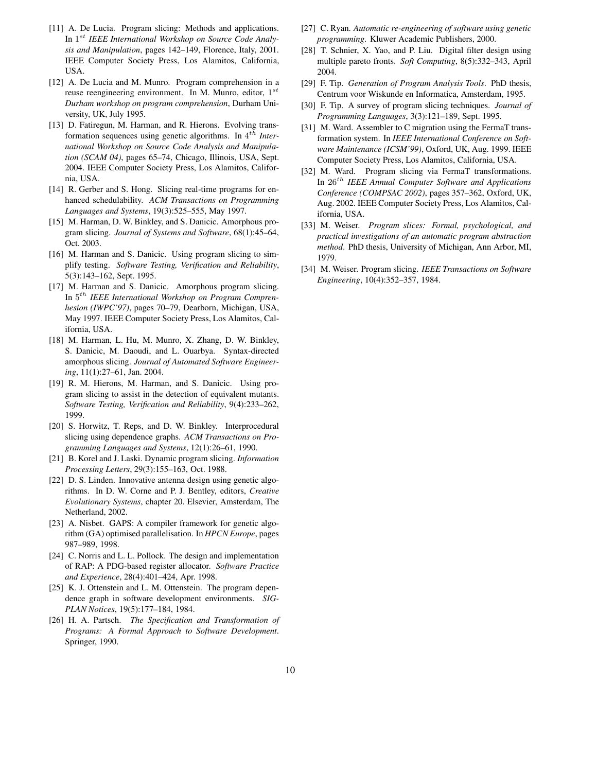[11] A. De Lucia. Program slicing: Methods and applications. In $1^{st}$ *IEEE International Workshop on Source Code Analysis and Manipulation*, pages 142–149, Florence, Italy, 2001. IEEE Computer Society Press, Los Alamitos, California, USA.

[12] A. De Lucia and M. Munro. Program comprehension in a reuse reengineering environment. In M. Munro, editor, $1^{st}$ *Durham workshop on program comprehension*, Durham University, UK, July 1995.

[13] D. Fatiregun, M. Harman, and R. Hierons. Evolving transformation sequences using genetic algorithms. In $4^{th}$ *International Workshop on Source Code Analysis and Manipulation (SCAM 04)*, pages 65–74, Chicago, Illinois, USA, Sept. 2004. IEEE Computer Society Press, Los Alamitos, California, USA.

[14] R. Gerber and S. Hong. Slicing real-time programs for enhanced schedulability. *ACM Transactions on Programming Languages and Systems*, 19(3):525–555, May 1997.

[15] M. Harman, D. W. Binkley, and S. Danicic. Amorphous program slicing. *Journal of Systems and Software*, 68(1):45–64, Oct. 2003.

[16] M. Harman and S. Danicic. Using program slicing to simplify testing. *Software Testing, Verification and Reliability*, 5(3):143–162, Sept. 1995.

[17] M. Harman and S. Danicic. Amorphous program slicing. In $5^{th}$ *IEEE International Workshop on Program Comprenhesion (IWPC'97)*, pages 70–79, Dearborn, Michigan, USA, May 1997. IEEE Computer Society Press, Los Alamitos, California, USA.

[18] M. Harman, L. Hu, M. Munro, X. Zhang, D. W. Binkley, S. Danicic, M. Daoudi, and L. Ouarbya. Syntax-directed amorphous slicing. *Journal of Automated Software Engineering*, 11(1):27–61, Jan. 2004.

[19] R. M. Hierons, M. Harman, and S. Danicic. Using program slicing to assist in the detection of equivalent mutants. *Software Testing, Verification and Reliability*, 9(4):233–262, 1999.

[20] S. Horwitz, T. Reps, and D. W. Binkley. Interprocedural slicing using dependence graphs. *ACM Transactions on Programming Languages and Systems*, 12(1):26–61, 1990.

[21] B. Korel and J. Laski. Dynamic program slicing. *Information Processing Letters*, 29(3):155–163, Oct. 1988.

[22] D. S. Linden. Innovative antenna design using genetic algorithms. In D. W. Corne and P. J. Bentley, editors, *Creative Evolutionary Systems*, chapter 20. Elsevier, Amsterdam, The Netherland, 2002.

[23] A. Nisbet. GAPS: A compiler framework for genetic algorithm (GA) optimised parallelisation. In *HPCN Europe*, pages 987–989, 1998.

[24] C. Norris and L. L. Pollock. The design and implementation of RAP: A PDG-based register allocator. *Software Practice and Experience*, 28(4):401–424, Apr. 1998.

[25] K. J. Ottenstein and L. M. Ottenstein. The program dependence graph in software development environments. *SIGPLAN Notices*, 19(5):177–184, 1984.

[26] H. A. Partsch. *The Specification and Transformation of Programs: A Formal Approach to Software Development*. Springer, 1990.

[27] C. Ryan. *Automatic re-engineering of software using genetic programming*. Kluwer Academic Publishers, 2000.

[28] T. Schnier, X. Yao, and P. Liu. Digital filter design using multiple pareto fronts. *Soft Computing*, 8(5):332–343, April 2004.

[29] F. Tip. *Generation of Program Analysis Tools*. PhD thesis, Centrum voor Wiskunde en Informatica, Amsterdam, 1995.

[30] F. Tip. A survey of program slicing techniques. *Journal of Programming Languages*, 3(3):121–189, Sept. 1995.

[31] M. Ward. Assembler to C migration using the FermaT transformation system. In *IEEE International Conference on Software Maintenance (ICSM'99)*, Oxford, UK, Aug. 1999. IEEE Computer Society Press, Los Alamitos, California, USA.

[32] M. Ward. Program slicing via FermaT transformations. In $26^{th}$ *IEEE Annual Computer Software and Applications Conference (COMPSAC 2002)*, pages 357–362, Oxford, UK, Aug. 2002. IEEE Computer Society Press, Los Alamitos, California, USA.

[33] M. Weiser. *Program slices: Formal, psychological, and practical investigations of an automatic program abstraction method*. PhD thesis, University of Michigan, Ann Arbor, MI, 1979.

[34] M. Weiser. Program slicing. *IEEE Transactions on Software Engineering*, 10(4):352–357, 1984.